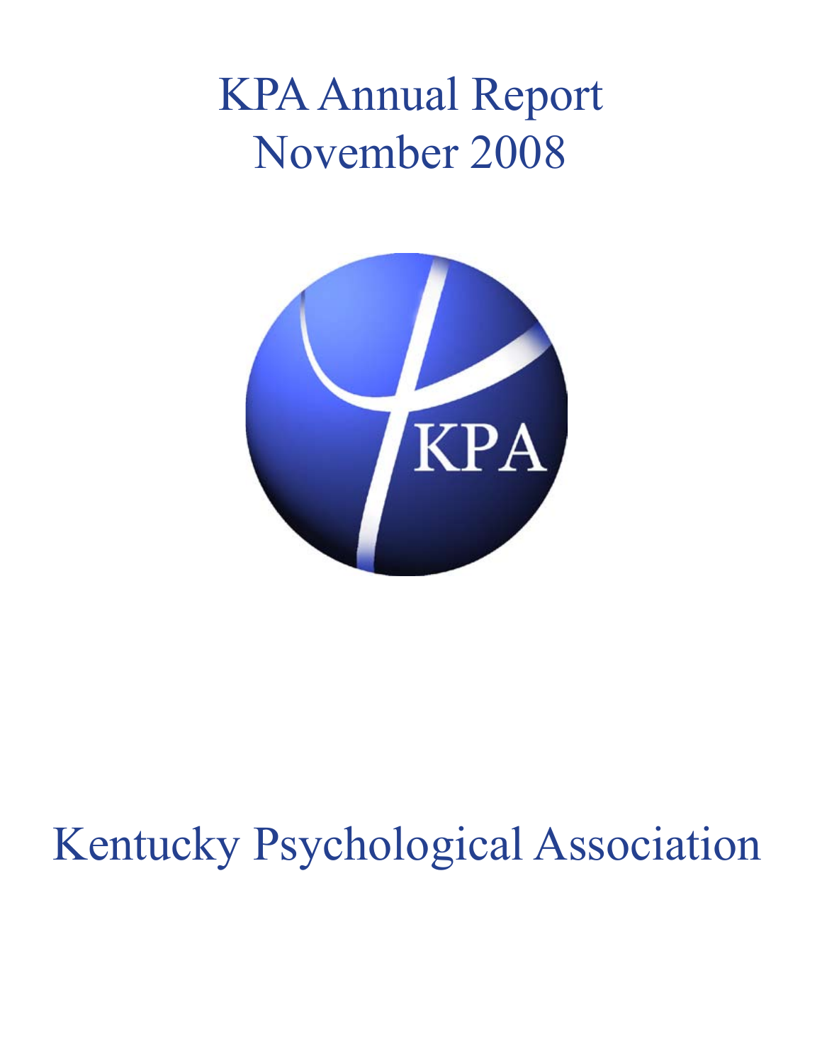# KPA Annual Report
# November 2008

KPA

# Kentucky Psychological Association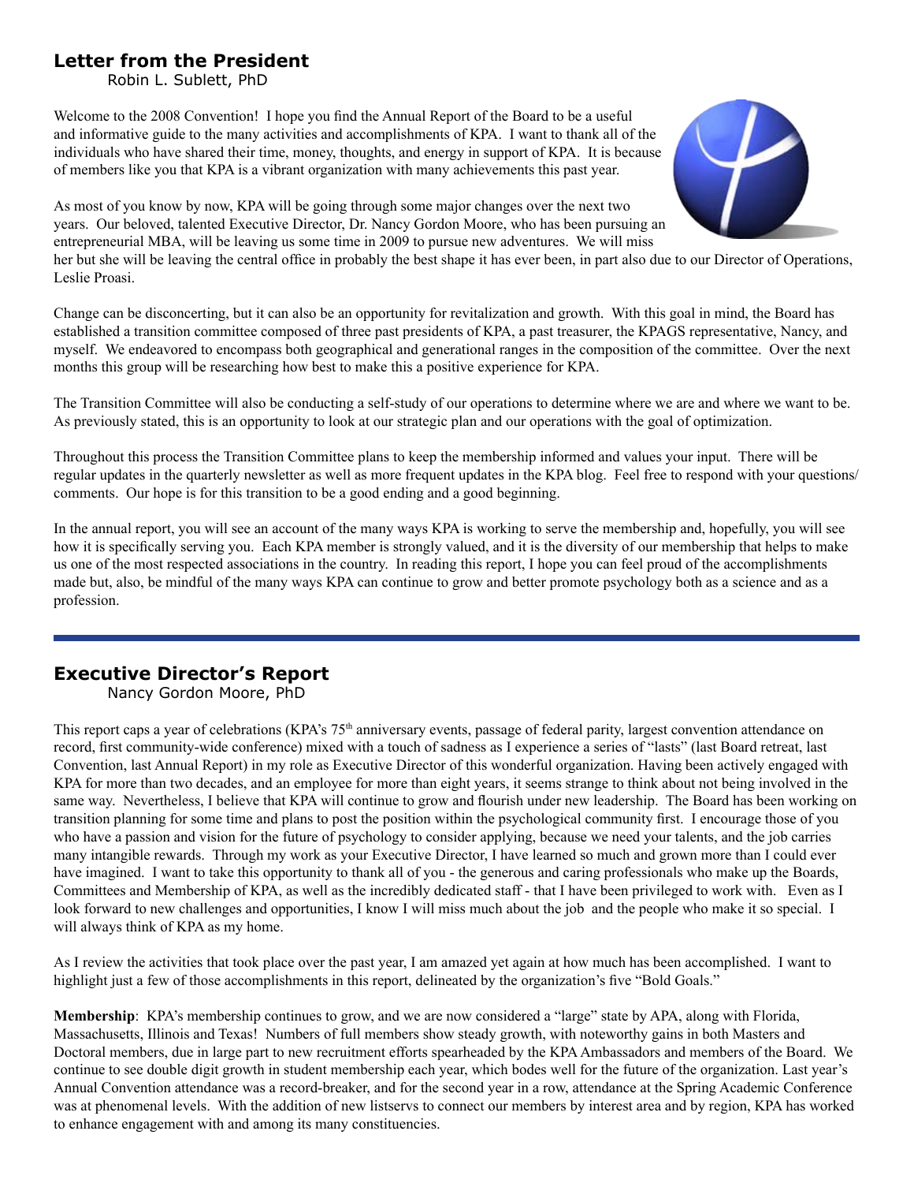## Letter from the President

Robin L. Sublett, PhD

Welcome to the 2008 Convention! I hope you find the Annual Report of the Board to be a useful and informative guide to the many activities and accomplishments of KPA. I want to thank all of the individuals who have shared their time, money, thoughts, and energy in support of KPA. It is because of members like you that KPA is a vibrant organization with many achievements this past year.

As most of you know by now, KPA will be going through some major changes over the next two years. Our beloved, talented Executive Director, Dr. Nancy Gordon Moore, who has been pursuing an entrepreneurial MBA, will be leaving us some time in 2009 to pursue new adventures. We will miss her but she will be leaving the central office in probably the best shape it has ever been, in part also due to our Director of Operations, Leslie Proasi.

Change can be disconcerting, but it can also be an opportunity for revitalization and growth. With this goal in mind, the Board has established a transition committee composed of three past presidents of KPA, a past treasurer, the KPAGS representative, Nancy, and myself. We endeavored to encompass both geographical and generational ranges in the composition of the committee. Over the next months this group will be researching how best to make this a positive experience for KPA.

The Transition Committee will also be conducting a self-study of our operations to determine where we are and where we want to be. As previously stated, this is an opportunity to look at our strategic plan and our operations with the goal of optimization.

Throughout this process the Transition Committee plans to keep the membership informed and values your input. There will be regular updates in the quarterly newsletter as well as more frequent updates in the KPA blog. Feel free to respond with your questions/comments. Our hope is for this transition to be a good ending and a good beginning.

In the annual report, you will see an account of the many ways KPA is working to serve the membership and, hopefully, you will see how it is specifically serving you. Each KPA member is strongly valued, and it is the diversity of our membership that helps to make us one of the most respected associations in the country. In reading this report, I hope you can feel proud of the accomplishments made but, also, be mindful of the many ways KPA can continue to grow and better promote psychology both as a science and as a profession.

## Executive Director's Report

Nancy Gordon Moore, PhD

This report caps a year of celebrations (KPA's 75th anniversary events, passage of federal parity, largest convention attendance on record, first community-wide conference) mixed with a touch of sadness as I experience a series of "lasts" (last Board retreat, last Convention, last Annual Report) in my role as Executive Director of this wonderful organization. Having been actively engaged with KPA for more than two decades, and an employee for more than eight years, it seems strange to think about not being involved in the same way. Nevertheless, I believe that KPA will continue to grow and flourish under new leadership. The Board has been working on transition planning for some time and plans to post the position within the psychological community first. I encourage those of you who have a passion and vision for the future of psychology to consider applying, because we need your talents, and the job carries many intangible rewards. Through my work as your Executive Director, I have learned so much and grown more than I could ever have imagined. I want to take this opportunity to thank all of you - the generous and caring professionals who make up the Boards, Committees and Membership of KPA, as well as the incredibly dedicated staff - that I have been privileged to work with. Even as I look forward to new challenges and opportunities, I know I will miss much about the job and the people who make it so special. I will always think of KPA as my home.

As I review the activities that took place over the past year, I am amazed yet again at how much has been accomplished. I want to highlight just a few of those accomplishments in this report, delineated by the organization's five "Bold Goals."

**Membership**: KPA's membership continues to grow, and we are now considered a "large" state by APA, along with Florida, Massachusetts, Illinois and Texas! Numbers of full members show steady growth, with noteworthy gains in both Masters and Doctoral members, due in large part to new recruitment efforts spearheaded by the KPA Ambassadors and members of the Board. We continue to see double digit growth in student membership each year, which bodes well for the future of the organization. Last year's Annual Convention attendance was a record-breaker, and for the second year in a row, attendance at the Spring Academic Conference was at phenomenal levels. With the addition of new listservs to connect our members by interest area and by region, KPA has worked to enhance engagement with and among its many constituencies.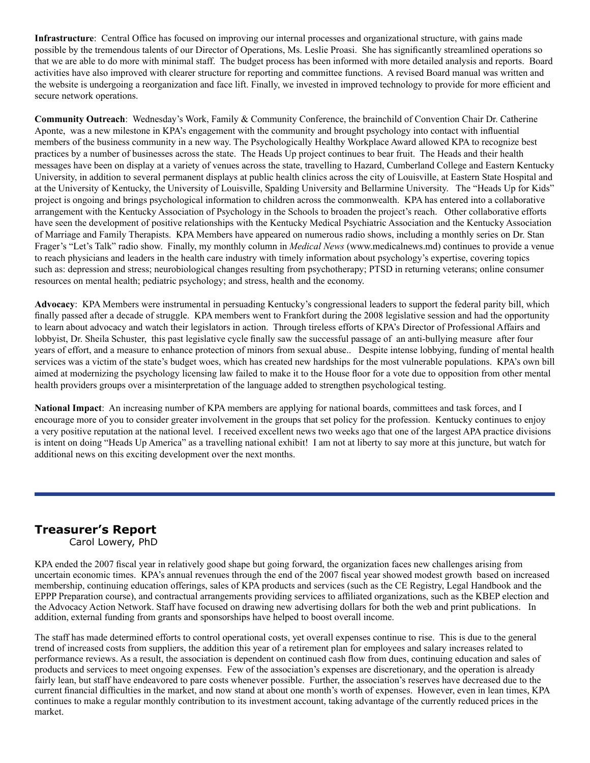**Infrastructure**: Central Office has focused on improving our internal processes and organizational structure, with gains made possible by the tremendous talents of our Director of Operations, Ms. Leslie Proasi. She has significantly streamlined operations so that we are able to do more with minimal staff. The budget process has been informed with more detailed analysis and reports. Board activities have also improved with clearer structure for reporting and committee functions. A revised Board manual was written and the website is undergoing a reorganization and face lift. Finally, we invested in improved technology to provide for more efficient and secure network operations.

**Community Outreach**: Wednesday's Work, Family & Community Conference, the brainchild of Convention Chair Dr. Catherine Aponte, was a new milestone in KPA's engagement with the community and brought psychology into contact with influential members of the business community in a new way. The Psychologically Healthy Workplace Award allowed KPA to recognize best practices by a number of businesses across the state. The Heads Up project continues to bear fruit. The Heads and their health messages have been on display at a variety of venues across the state, travelling to Hazard, Cumberland College and Eastern Kentucky University, in addition to several permanent displays at public health clinics across the city of Louisville, at Eastern State Hospital and at the University of Kentucky, the University of Louisville, Spalding University and Bellarmine University. The "Heads Up for Kids" project is ongoing and brings psychological information to children across the commonwealth. KPA has entered into a collaborative arrangement with the Kentucky Association of Psychology in the Schools to broaden the project's reach. Other collaborative efforts have seen the development of positive relationships with the Kentucky Medical Psychiatric Association and the Kentucky Association of Marriage and Family Therapists. KPA Members have appeared on numerous radio shows, including a monthly series on Dr. Stan Frager's "Let's Talk" radio show. Finally, my monthly column in *Medical News* (www.medicalnews.md) continues to provide a venue to reach physicians and leaders in the health care industry with timely information about psychology's expertise, covering topics such as: depression and stress; neurobiological changes resulting from psychotherapy; PTSD in returning veterans; online consumer resources on mental health; pediatric psychology; and stress, health and the economy.

**Advocacy**: KPA Members were instrumental in persuading Kentucky's congressional leaders to support the federal parity bill, which finally passed after a decade of struggle. KPA members went to Frankfort during the 2008 legislative session and had the opportunity to learn about advocacy and watch their legislators in action. Through tireless efforts of KPA's Director of Professional Affairs and lobbyist, Dr. Sheila Schuster, this past legislative cycle finally saw the successful passage of an anti-bullying measure after four years of effort, and a measure to enhance protection of minors from sexual abuse.. Despite intense lobbying, funding of mental health services was a victim of the state's budget woes, which has created new hardships for the most vulnerable populations. KPA's own bill aimed at modernizing the psychology licensing law failed to make it to the House floor for a vote due to opposition from other mental health providers groups over a misinterpretation of the language added to strengthen psychological testing.

**National Impact**: An increasing number of KPA members are applying for national boards, committees and task forces, and I encourage more of you to consider greater involvement in the groups that set policy for the profession. Kentucky continues to enjoy a very positive reputation at the national level. I received excellent news two weeks ago that one of the largest APA practice divisions is intent on doing "Heads Up America" as a travelling national exhibit! I am not at liberty to say more at this juncture, but watch for additional news on this exciting development over the next months.

---

## Treasurer's Report

Carol Lowery, PhD

KPA ended the 2007 fiscal year in relatively good shape but going forward, the organization faces new challenges arising from uncertain economic times. KPA's annual revenues through the end of the 2007 fiscal year showed modest growth based on increased membership, continuing education offerings, sales of KPA products and services (such as the CE Registry, Legal Handbook and the EPPP Preparation course), and contractual arrangements providing services to affiliated organizations, such as the KBEP election and the Advocacy Action Network. Staff have focused on drawing new advertising dollars for both the web and print publications. In addition, external funding from grants and sponsorships have helped to boost overall income.

The staff has made determined efforts to control operational costs, yet overall expenses continue to rise. This is due to the general trend of increased costs from suppliers, the addition this year of a retirement plan for employees and salary increases related to performance reviews. As a result, the association is dependent on continued cash flow from dues, continuing education and sales of products and services to meet ongoing expenses. Few of the association's expenses are discretionary, and the operation is already fairly lean, but staff have endeavored to pare costs whenever possible. Further, the association's reserves have decreased due to the current financial difficulties in the market, and now stand at about one month's worth of expenses. However, even in lean times, KPA continues to make a regular monthly contribution to its investment account, taking advantage of the currently reduced prices in the market.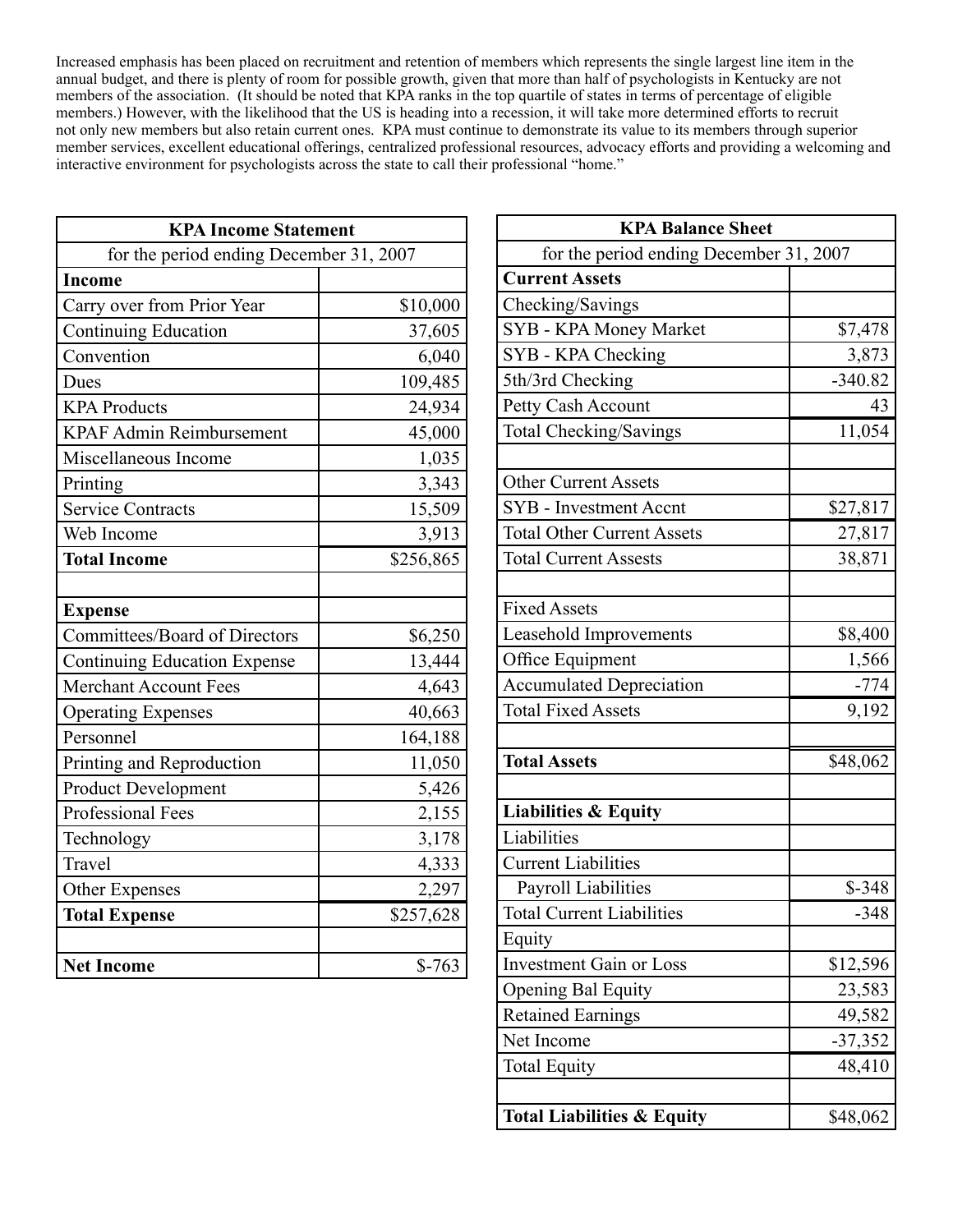Increased emphasis has been placed on recruitment and retention of members which represents the single largest line item in the annual budget, and there is plenty of room for possible growth, given that more than half of psychologists in Kentucky are not members of the association. (It should be noted that KPA ranks in the top quartile of states in terms of percentage of eligible members.) However, with the likelihood that the US is heading into a recession, it will take more determined efforts to recruit not only new members but also retain current ones. KPA must continue to demonstrate its value to its members through superior member services, excellent educational offerings, centralized professional resources, advocacy efforts and providing a welcoming and interactive environment for psychologists across the state to call their professional "home."

| KPA Income Statement | |
|---|---|
| for the period ending December 31, 2007 | |
| **Income** | |
| Carry over from Prior Year | $10,000 |
| Continuing Education | 37,605 |
| Convention | 6,040 |
| Dues | 109,485 |
| KPA Products | 24,934 |
| KPAF Admin Reimbursement | 45,000 |
| Miscellaneous Income | 1,035 |
| Printing | 3,343 |
| Service Contracts | 15,509 |
| Web Income | 3,913 |
| **Total Income** | $256,865 |
| | |
| **Expense** | |
| Committees/Board of Directors | $6,250 |
| Continuing Education Expense | 13,444 |
| Merchant Account Fees | 4,643 |
| Operating Expenses | 40,663 |
| Personnel | 164,188 |
| Printing and Reproduction | 11,050 |
| Product Development | 5,426 |
| Professional Fees | 2,155 |
| Technology | 3,178 |
| Travel | 4,333 |
| Other Expenses | 2,297 |
| **Total Expense** | $257,628 |
| | |
| **Net Income** | $-763 |

| KPA Balance Sheet | |
|---|---|
| for the period ending December 31, 2007 | |
| **Current Assets** | |
| Checking/Savings | |
| SYB - KPA Money Market | $7,478 |
| SYB - KPA Checking | 3,873 |
| 5th/3rd Checking | -340.82 |
| Petty Cash Account | 43 |
| Total Checking/Savings | 11,054 |
| | |
| Other Current Assets | |
| SYB - Investment Accnt | $27,817 |
| Total Other Current Assets | 27,817 |
| Total Current Assests | 38,871 |
| | |
| Fixed Assets | |
| Leasehold Improvements | $8,400 |
| Office Equipment | 1,566 |
| Accumulated Depreciation | -774 |
| Total Fixed Assets | 9,192 |
| | |
| **Total Assets** | $48,062 |
| | |
| **Liabilities & Equity** | |
| Liabilities | |
| Current Liabilities | |
| Payroll Liabilities | $-348 |
| Total Current Liabilities | -348 |
| Equity | |
| Investment Gain or Loss | $12,596 |
| Opening Bal Equity | 23,583 |
| Retained Earnings | 49,582 |
| Net Income | -37,352 |
| Total Equity | 48,410 |
| | |
| **Total Liabilities & Equity** | $48,062 |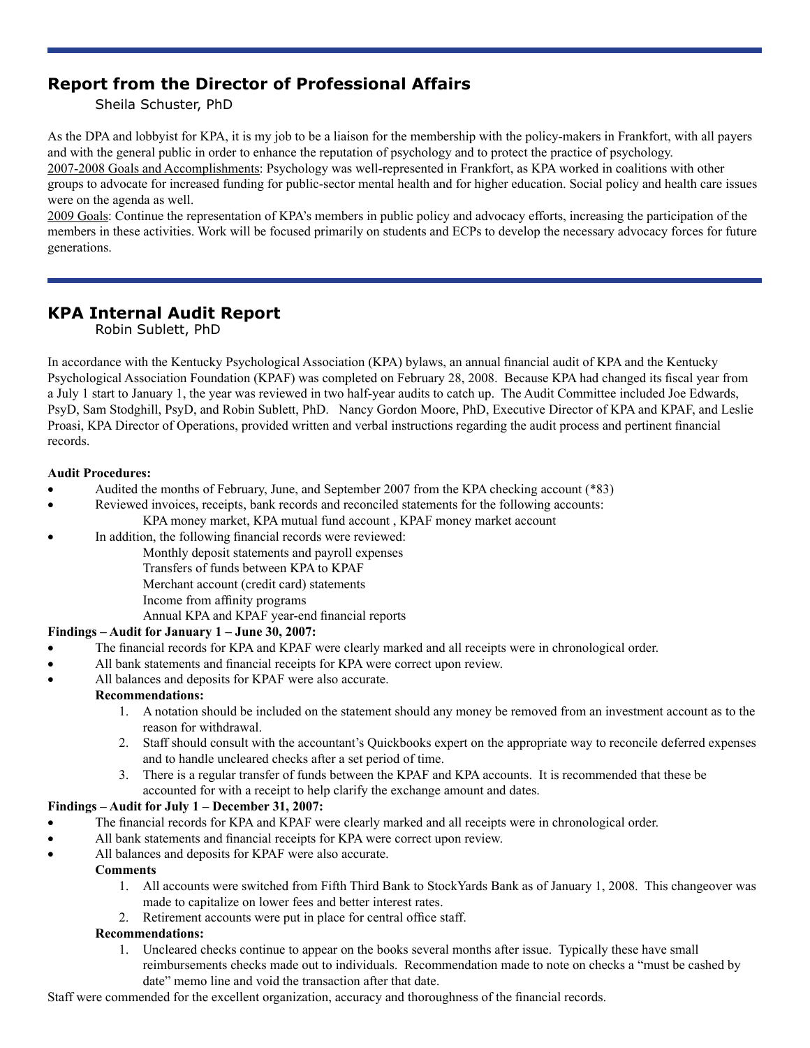## Report from the Director of Professional Affairs

Sheila Schuster, PhD

As the DPA and lobbyist for KPA, it is my job to be a liaison for the membership with the policy-makers in Frankfort, with all payers and with the general public in order to enhance the reputation of psychology and to protect the practice of psychology.

2007-2008 Goals and Accomplishments: Psychology was well-represented in Frankfort, as KPA worked in coalitions with other groups to advocate for increased funding for public-sector mental health and for higher education. Social policy and health care issues were on the agenda as well.

2009 Goals: Continue the representation of KPA's members in public policy and advocacy efforts, increasing the participation of the members in these activities. Work will be focused primarily on students and ECPs to develop the necessary advocacy forces for future generations.

## KPA Internal Audit Report

Robin Sublett, PhD

In accordance with the Kentucky Psychological Association (KPA) bylaws, an annual financial audit of KPA and the Kentucky Psychological Association Foundation (KPAF) was completed on February 28, 2008. Because KPA had changed its fiscal year from a July 1 start to January 1, the year was reviewed in two half-year audits to catch up. The Audit Committee included Joe Edwards, PsyD, Sam Stodghill, PsyD, and Robin Sublett, PhD. Nancy Gordon Moore, PhD, Executive Director of KPA and KPAF, and Leslie Proasi, KPA Director of Operations, provided written and verbal instructions regarding the audit process and pertinent financial records.

**Audit Procedures:**

- Audited the months of February, June, and September 2007 from the KPA checking account (*83)
- Reviewed invoices, receipts, bank records and reconciled statements for the following accounts:
  - KPA money market, KPA mutual fund account , KPAF money market account
- In addition, the following financial records were reviewed:
  - Monthly deposit statements and payroll expenses
  - Transfers of funds between KPA to KPAF
  - Merchant account (credit card) statements
  - Income from affinity programs
  - Annual KPA and KPAF year-end financial reports

**Findings – Audit for January 1 – June 30, 2007:**

- The financial records for KPA and KPAF were clearly marked and all receipts were in chronological order.
- All bank statements and financial receipts for KPA were correct upon review.
- All balances and deposits for KPAF were also accurate.

**Recommendations:**

1. A notation should be included on the statement should any money be removed from an investment account as to the reason for withdrawal.
2. Staff should consult with the accountant's Quickbooks expert on the appropriate way to reconcile deferred expenses and to handle uncleared checks after a set period of time.
3. There is a regular transfer of funds between the KPAF and KPA accounts. It is recommended that these be accounted for with a receipt to help clarify the exchange amount and dates.

**Findings – Audit for July 1 – December 31, 2007:**

- The financial records for KPA and KPAF were clearly marked and all receipts were in chronological order.
- All bank statements and financial receipts for KPA were correct upon review.
- All balances and deposits for KPAF were also accurate.

**Comments**

1. All accounts were switched from Fifth Third Bank to StockYards Bank as of January 1, 2008. This changeover was made to capitalize on lower fees and better interest rates.
2. Retirement accounts were put in place for central office staff.

**Recommendations:**

1. Uncleared checks continue to appear on the books several months after issue. Typically these have small reimbursements checks made out to individuals. Recommendation made to note on checks a "must be cashed by date" memo line and void the transaction after that date.

Staff were commended for the excellent organization, accuracy and thoroughness of the financial records.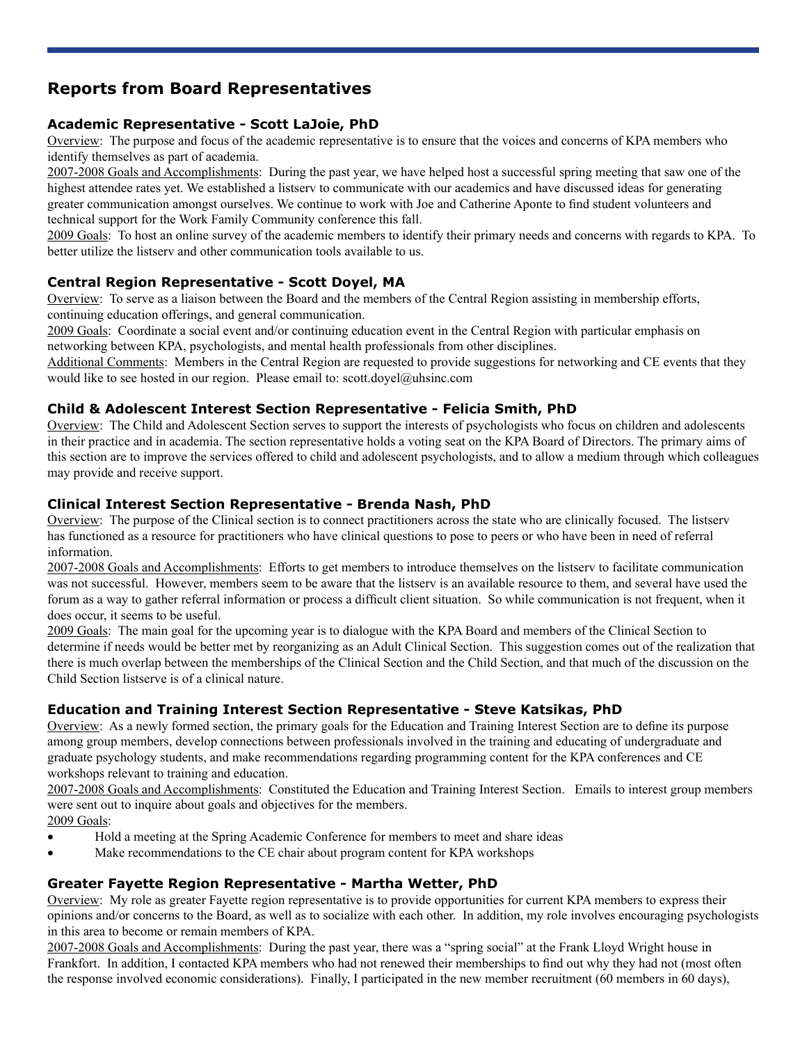## Reports from Board Representatives

### Academic Representative - Scott LaJoie, PhD

Overview: The purpose and focus of the academic representative is to ensure that the voices and concerns of KPA members who identify themselves as part of academia.

2007-2008 Goals and Accomplishments: During the past year, we have helped host a successful spring meeting that saw one of the highest attendee rates yet. We established a listserv to communicate with our academics and have discussed ideas for generating greater communication amongst ourselves. We continue to work with Joe and Catherine Aponte to find student volunteers and technical support for the Work Family Community conference this fall.

2009 Goals: To host an online survey of the academic members to identify their primary needs and concerns with regards to KPA. To better utilize the listserv and other communication tools available to us.

### Central Region Representative - Scott Doyel, MA

Overview: To serve as a liaison between the Board and the members of the Central Region assisting in membership efforts, continuing education offerings, and general communication.

2009 Goals: Coordinate a social event and/or continuing education event in the Central Region with particular emphasis on networking between KPA, psychologists, and mental health professionals from other disciplines.

Additional Comments: Members in the Central Region are requested to provide suggestions for networking and CE events that they would like to see hosted in our region. Please email to: scott.doyel@uhsinc.com

### Child & Adolescent Interest Section Representative - Felicia Smith, PhD

Overview: The Child and Adolescent Section serves to support the interests of psychologists who focus on children and adolescents in their practice and in academia. The section representative holds a voting seat on the KPA Board of Directors. The primary aims of this section are to improve the services offered to child and adolescent psychologists, and to allow a medium through which colleagues may provide and receive support.

### Clinical Interest Section Representative - Brenda Nash, PhD

Overview: The purpose of the Clinical section is to connect practitioners across the state who are clinically focused. The listserv has functioned as a resource for practitioners who have clinical questions to pose to peers or who have been in need of referral information.

2007-2008 Goals and Accomplishments: Efforts to get members to introduce themselves on the listserv to facilitate communication was not successful. However, members seem to be aware that the listserv is an available resource to them, and several have used the forum as a way to gather referral information or process a difficult client situation. So while communication is not frequent, when it does occur, it seems to be useful.

2009 Goals: The main goal for the upcoming year is to dialogue with the KPA Board and members of the Clinical Section to determine if needs would be better met by reorganizing as an Adult Clinical Section. This suggestion comes out of the realization that there is much overlap between the memberships of the Clinical Section and the Child Section, and that much of the discussion on the Child Section listserve is of a clinical nature.

### Education and Training Interest Section Representative - Steve Katsikas, PhD

Overview: As a newly formed section, the primary goals for the Education and Training Interest Section are to define its purpose among group members, develop connections between professionals involved in the training and educating of undergraduate and graduate psychology students, and make recommendations regarding programming content for the KPA conferences and CE workshops relevant to training and education.

2007-2008 Goals and Accomplishments: Constituted the Education and Training Interest Section. Emails to interest group members were sent out to inquire about goals and objectives for the members.

2009 Goals:

- Hold a meeting at the Spring Academic Conference for members to meet and share ideas
- Make recommendations to the CE chair about program content for KPA workshops

### Greater Fayette Region Representative - Martha Wetter, PhD

Overview: My role as greater Fayette region representative is to provide opportunities for current KPA members to express their opinions and/or concerns to the Board, as well as to socialize with each other. In addition, my role involves encouraging psychologists in this area to become or remain members of KPA.

2007-2008 Goals and Accomplishments: During the past year, there was a "spring social" at the Frank Lloyd Wright house in Frankfort. In addition, I contacted KPA members who had not renewed their memberships to find out why they had not (most often the response involved economic considerations). Finally, I participated in the new member recruitment (60 members in 60 days),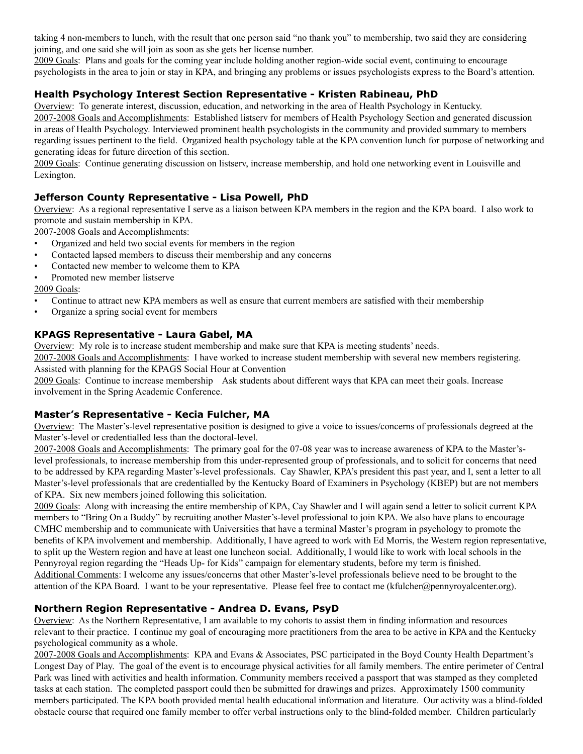taking 4 non-members to lunch, with the result that one person said "no thank you" to membership, two said they are considering joining, and one said she will join as soon as she gets her license number.
2009 Goals: Plans and goals for the coming year include holding another region-wide social event, continuing to encourage psychologists in the area to join or stay in KPA, and bringing any problems or issues psychologists express to the Board's attention.

### Health Psychology Interest Section Representative - Kristen Rabineau, PhD

Overview: To generate interest, discussion, education, and networking in the area of Health Psychology in Kentucky.
2007-2008 Goals and Accomplishments: Established listserv for members of Health Psychology Section and generated discussion in areas of Health Psychology. Interviewed prominent health psychologists in the community and provided summary to members regarding issues pertinent to the field. Organized health psychology table at the KPA convention lunch for purpose of networking and generating ideas for future direction of this section.
2009 Goals: Continue generating discussion on listserv, increase membership, and hold one networking event in Louisville and Lexington.

### Jefferson County Representative - Lisa Powell, PhD

Overview: As a regional representative I serve as a liaison between KPA members in the region and the KPA board. I also work to promote and sustain membership in KPA.
2007-2008 Goals and Accomplishments:

- Organized and held two social events for members in the region
- Contacted lapsed members to discuss their membership and any concerns
- Contacted new member to welcome them to KPA
- Promoted new member listserve

2009 Goals:

- Continue to attract new KPA members as well as ensure that current members are satisfied with their membership
- Organize a spring social event for members

### KPAGS Representative - Laura Gabel, MA

Overview: My role is to increase student membership and make sure that KPA is meeting students' needs.
2007-2008 Goals and Accomplishments: I have worked to increase student membership with several new members registering. Assisted with planning for the KPAGS Social Hour at Convention
2009 Goals: Continue to increase membership Ask students about different ways that KPA can meet their goals. Increase involvement in the Spring Academic Conference.

### Master's Representative - Kecia Fulcher, MA

Overview: The Master's-level representative position is designed to give a voice to issues/concerns of professionals degreed at the Master's-level or credentialled less than the doctoral-level.
2007-2008 Goals and Accomplishments: The primary goal for the 07-08 year was to increase awareness of KPA to the Master's-level professionals, to increase membership from this under-represented group of professionals, and to solicit for concerns that need to be addressed by KPA regarding Master's-level professionals. Cay Shawler, KPA's president this past year, and I, sent a letter to all Master's-level professionals that are credentialled by the Kentucky Board of Examiners in Psychology (KBEP) but are not members of KPA. Six new members joined following this solicitation.
2009 Goals: Along with increasing the entire membership of KPA, Cay Shawler and I will again send a letter to solicit current KPA members to "Bring On a Buddy" by recruiting another Master's-level professional to join KPA. We also have plans to encourage CMHC membership and to communicate with Universities that have a terminal Master's program in psychology to promote the benefits of KPA involvement and membership. Additionally, I have agreed to work with Ed Morris, the Western region representative, to split up the Western region and have at least one luncheon social. Additionally, I would like to work with local schools in the Pennyroyal region regarding the "Heads Up- for Kids" campaign for elementary students, before my term is finished.
Additional Comments: I welcome any issues/concerns that other Master's-level professionals believe need to be brought to the attention of the KPA Board. I want to be your representative. Please feel free to contact me (kfulcher@pennyroyalcenter.org).

### Northern Region Representative - Andrea D. Evans, PsyD

Overview: As the Northern Representative, I am available to my cohorts to assist them in finding information and resources relevant to their practice. I continue my goal of encouraging more practitioners from the area to be active in KPA and the Kentucky psychological community as a whole.
2007-2008 Goals and Accomplishments: KPA and Evans & Associates, PSC participated in the Boyd County Health Department's Longest Day of Play. The goal of the event is to encourage physical activities for all family members. The entire perimeter of Central Park was lined with activities and health information. Community members received a passport that was stamped as they completed tasks at each station. The completed passport could then be submitted for drawings and prizes. Approximately 1500 community members participated. The KPA booth provided mental health educational information and literature. Our activity was a blind-folded obstacle course that required one family member to offer verbal instructions only to the blind-folded member. Children particularly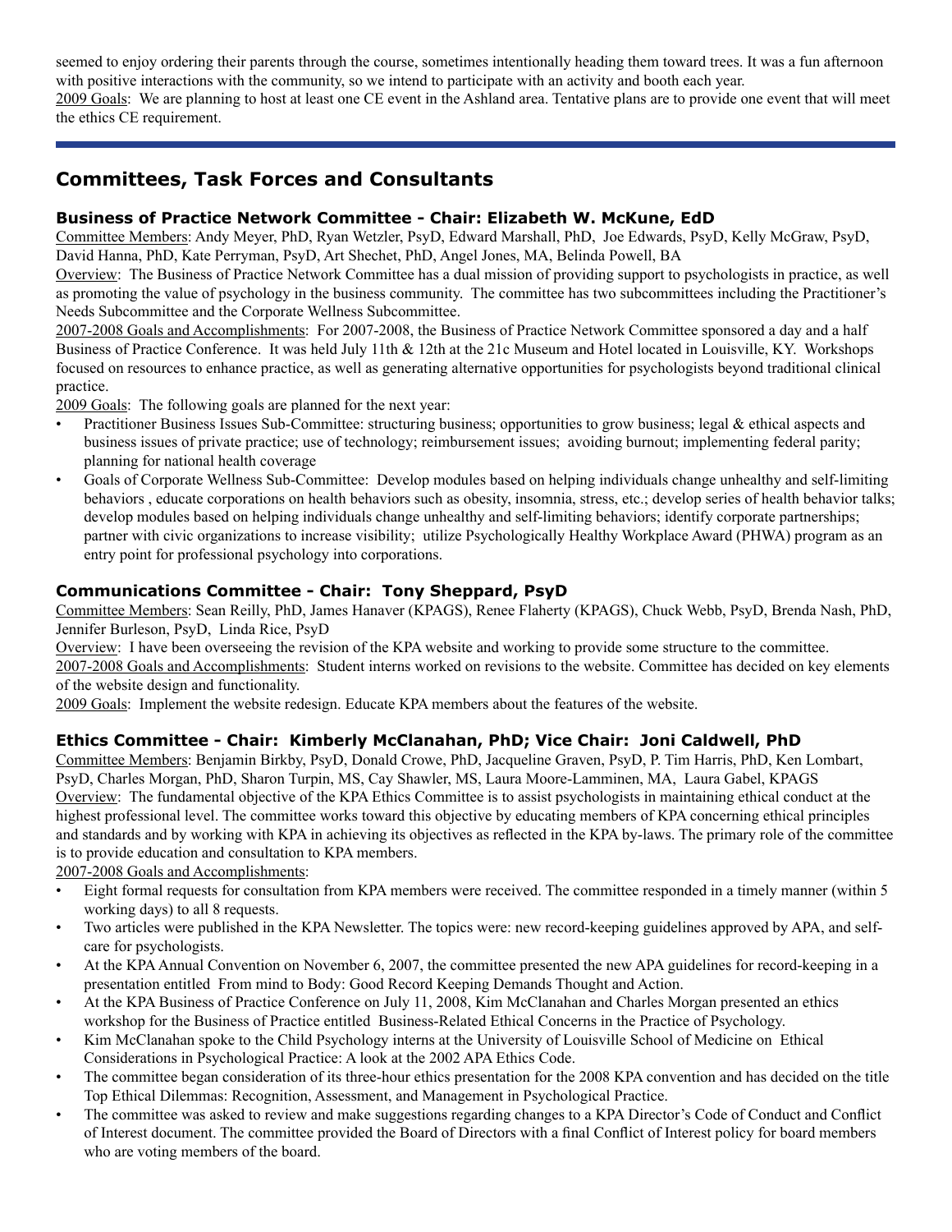seemed to enjoy ordering their parents through the course, sometimes intentionally heading them toward trees. It was a fun afternoon with positive interactions with the community, so we intend to participate with an activity and booth each year.

2009 Goals: We are planning to host at least one CE event in the Ashland area. Tentative plans are to provide one event that will meet the ethics CE requirement.

---

## Committees, Task Forces and Consultants

### Business of Practice Network Committee - Chair: Elizabeth W. McKune, EdD

Committee Members: Andy Meyer, PhD, Ryan Wetzler, PsyD, Edward Marshall, PhD, Joe Edwards, PsyD, Kelly McGraw, PsyD, David Hanna, PhD, Kate Perryman, PsyD, Art Shechet, PhD, Angel Jones, MA, Belinda Powell, BA

Overview: The Business of Practice Network Committee has a dual mission of providing support to psychologists in practice, as well as promoting the value of psychology in the business community. The committee has two subcommittees including the Practitioner's Needs Subcommittee and the Corporate Wellness Subcommittee.

2007-2008 Goals and Accomplishments: For 2007-2008, the Business of Practice Network Committee sponsored a day and a half Business of Practice Conference. It was held July 11th & 12th at the 21c Museum and Hotel located in Louisville, KY. Workshops focused on resources to enhance practice, as well as generating alternative opportunities for psychologists beyond traditional clinical practice.

2009 Goals: The following goals are planned for the next year:

- Practitioner Business Issues Sub-Committee: structuring business; opportunities to grow business; legal & ethical aspects and business issues of private practice; use of technology; reimbursement issues; avoiding burnout; implementing federal parity; planning for national health coverage
- Goals of Corporate Wellness Sub-Committee: Develop modules based on helping individuals change unhealthy and self-limiting behaviors , educate corporations on health behaviors such as obesity, insomnia, stress, etc.; develop series of health behavior talks; develop modules based on helping individuals change unhealthy and self-limiting behaviors; identify corporate partnerships; partner with civic organizations to increase visibility; utilize Psychologically Healthy Workplace Award (PHWA) program as an entry point for professional psychology into corporations.

### Communications Committee - Chair: Tony Sheppard, PsyD

Committee Members: Sean Reilly, PhD, James Hanaver (KPAGS), Renee Flaherty (KPAGS), Chuck Webb, PsyD, Brenda Nash, PhD, Jennifer Burleson, PsyD, Linda Rice, PsyD

Overview: I have been overseeing the revision of the KPA website and working to provide some structure to the committee.

2007-2008 Goals and Accomplishments: Student interns worked on revisions to the website. Committee has decided on key elements of the website design and functionality.

2009 Goals: Implement the website redesign. Educate KPA members about the features of the website.

### Ethics Committee - Chair: Kimberly McClanahan, PhD; Vice Chair: Joni Caldwell, PhD

Committee Members: Benjamin Birkby, PsyD, Donald Crowe, PhD, Jacqueline Graven, PsyD, P. Tim Harris, PhD, Ken Lombart, PsyD, Charles Morgan, PhD, Sharon Turpin, MS, Cay Shawler, MS, Laura Moore-Lamminen, MA, Laura Gabel, KPAGS

Overview: The fundamental objective of the KPA Ethics Committee is to assist psychologists in maintaining ethical conduct at the highest professional level. The committee works toward this objective by educating members of KPA concerning ethical principles and standards and by working with KPA in achieving its objectives as reflected in the KPA by-laws. The primary role of the committee is to provide education and consultation to KPA members.

2007-2008 Goals and Accomplishments:

- Eight formal requests for consultation from KPA members were received. The committee responded in a timely manner (within 5 working days) to all 8 requests.
- Two articles were published in the KPA Newsletter. The topics were: new record-keeping guidelines approved by APA, and self-care for psychologists.
- At the KPA Annual Convention on November 6, 2007, the committee presented the new APA guidelines for record-keeping in a presentation entitled From mind to Body: Good Record Keeping Demands Thought and Action.
- At the KPA Business of Practice Conference on July 11, 2008, Kim McClanahan and Charles Morgan presented an ethics workshop for the Business of Practice entitled Business-Related Ethical Concerns in the Practice of Psychology.
- Kim McClanahan spoke to the Child Psychology interns at the University of Louisville School of Medicine on Ethical Considerations in Psychological Practice: A look at the 2002 APA Ethics Code.
- The committee began consideration of its three-hour ethics presentation for the 2008 KPA convention and has decided on the title Top Ethical Dilemmas: Recognition, Assessment, and Management in Psychological Practice.
- The committee was asked to review and make suggestions regarding changes to a KPA Director's Code of Conduct and Conflict of Interest document. The committee provided the Board of Directors with a final Conflict of Interest policy for board members who are voting members of the board.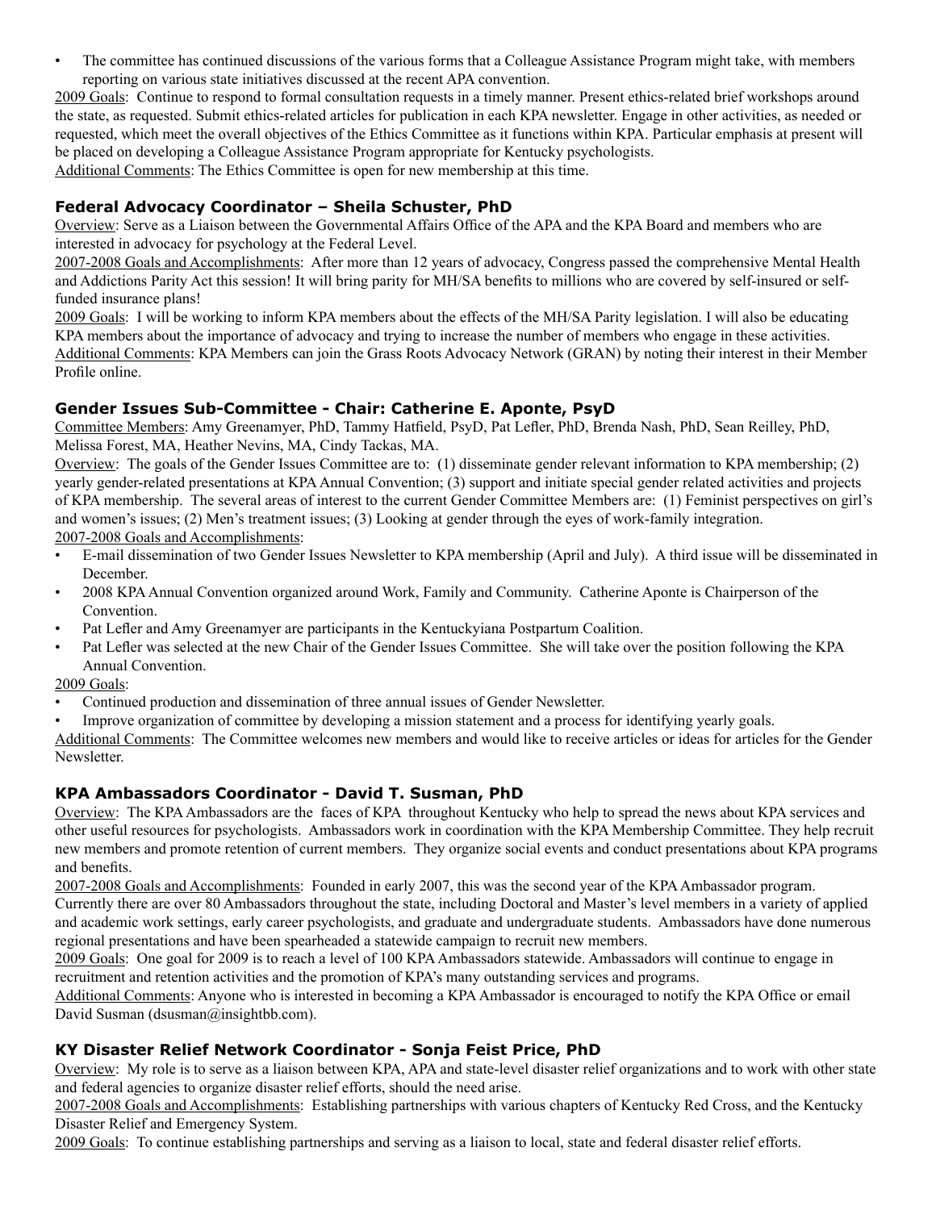- The committee has continued discussions of the various forms that a Colleague Assistance Program might take, with members reporting on various state initiatives discussed at the recent APA convention.

2009 Goals: Continue to respond to formal consultation requests in a timely manner. Present ethics-related brief workshops around the state, as requested. Submit ethics-related articles for publication in each KPA newsletter. Engage in other activities, as needed or requested, which meet the overall objectives of the Ethics Committee as it functions within KPA. Particular emphasis at present will be placed on developing a Colleague Assistance Program appropriate for Kentucky psychologists.

Additional Comments: The Ethics Committee is open for new membership at this time.

### Federal Advocacy Coordinator – Sheila Schuster, PhD

Overview: Serve as a Liaison between the Governmental Affairs Office of the APA and the KPA Board and members who are interested in advocacy for psychology at the Federal Level.

2007-2008 Goals and Accomplishments: After more than 12 years of advocacy, Congress passed the comprehensive Mental Health and Addictions Parity Act this session! It will bring parity for MH/SA benefits to millions who are covered by self-insured or self-funded insurance plans!

2009 Goals: I will be working to inform KPA members about the effects of the MH/SA Parity legislation. I will also be educating KPA members about the importance of advocacy and trying to increase the number of members who engage in these activities.

Additional Comments: KPA Members can join the Grass Roots Advocacy Network (GRAN) by noting their interest in their Member Profile online.

### Gender Issues Sub-Committee - Chair: Catherine E. Aponte, PsyD

Committee Members: Amy Greenamyer, PhD, Tammy Hatfield, PsyD, Pat Lefler, PhD, Brenda Nash, PhD, Sean Reilley, PhD, Melissa Forest, MA, Heather Nevins, MA, Cindy Tackas, MA.

Overview: The goals of the Gender Issues Committee are to: (1) disseminate gender relevant information to KPA membership; (2) yearly gender-related presentations at KPA Annual Convention; (3) support and initiate special gender related activities and projects of KPA membership. The several areas of interest to the current Gender Committee Members are: (1) Feminist perspectives on girl's and women's issues; (2) Men's treatment issues; (3) Looking at gender through the eyes of work-family integration.

2007-2008 Goals and Accomplishments:

- E-mail dissemination of two Gender Issues Newsletter to KPA membership (April and July). A third issue will be disseminated in December.
- 2008 KPA Annual Convention organized around Work, Family and Community. Catherine Aponte is Chairperson of the Convention.
- Pat Lefler and Amy Greenamyer are participants in the Kentuckyiana Postpartum Coalition.
- Pat Lefler was selected at the new Chair of the Gender Issues Committee. She will take over the position following the KPA Annual Convention.

2009 Goals:

- Continued production and dissemination of three annual issues of Gender Newsletter.
- Improve organization of committee by developing a mission statement and a process for identifying yearly goals.

Additional Comments: The Committee welcomes new members and would like to receive articles or ideas for articles for the Gender Newsletter.

### KPA Ambassadors Coordinator - David T. Susman, PhD

Overview: The KPA Ambassadors are the faces of KPA throughout Kentucky who help to spread the news about KPA services and other useful resources for psychologists. Ambassadors work in coordination with the KPA Membership Committee. They help recruit new members and promote retention of current members. They organize social events and conduct presentations about KPA programs and benefits.

2007-2008 Goals and Accomplishments: Founded in early 2007, this was the second year of the KPA Ambassador program. Currently there are over 80 Ambassadors throughout the state, including Doctoral and Master's level members in a variety of applied and academic work settings, early career psychologists, and graduate and undergraduate students. Ambassadors have done numerous regional presentations and have been spearheaded a statewide campaign to recruit new members.

2009 Goals: One goal for 2009 is to reach a level of 100 KPA Ambassadors statewide. Ambassadors will continue to engage in recruitment and retention activities and the promotion of KPA's many outstanding services and programs.

Additional Comments: Anyone who is interested in becoming a KPA Ambassador is encouraged to notify the KPA Office or email David Susman (dsusman@insightbb.com).

### KY Disaster Relief Network Coordinator - Sonja Feist Price, PhD

Overview: My role is to serve as a liaison between KPA, APA and state-level disaster relief organizations and to work with other state and federal agencies to organize disaster relief efforts, should the need arise.

2007-2008 Goals and Accomplishments: Establishing partnerships with various chapters of Kentucky Red Cross, and the Kentucky Disaster Relief and Emergency System.

2009 Goals: To continue establishing partnerships and serving as a liaison to local, state and federal disaster relief efforts.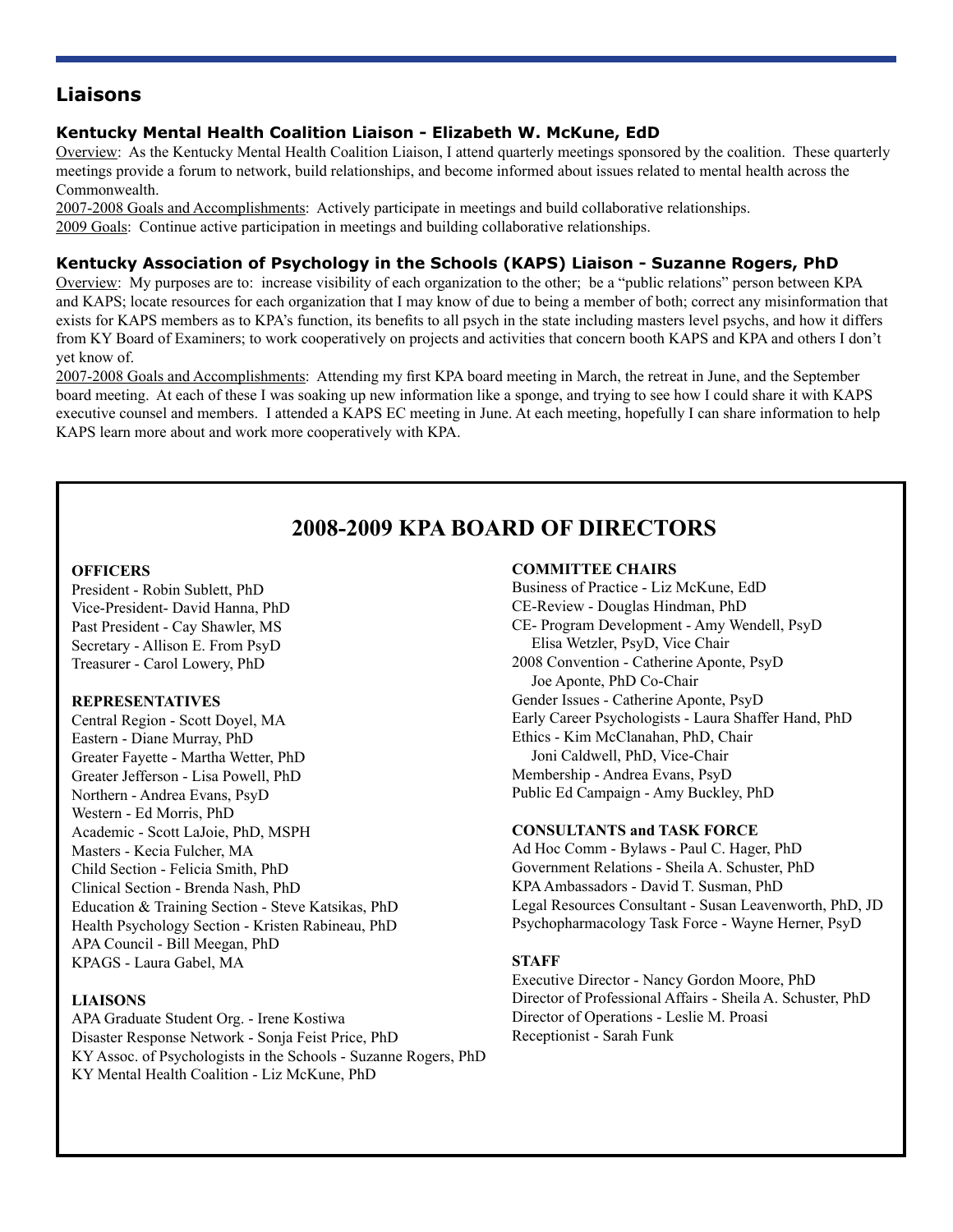## Liaisons

### Kentucky Mental Health Coalition Liaison - Elizabeth W. McKune, EdD

Overview: As the Kentucky Mental Health Coalition Liaison, I attend quarterly meetings sponsored by the coalition. These quarterly meetings provide a forum to network, build relationships, and become informed about issues related to mental health across the Commonwealth.

2007-2008 Goals and Accomplishments: Actively participate in meetings and build collaborative relationships.

2009 Goals: Continue active participation in meetings and building collaborative relationships.

### Kentucky Association of Psychology in the Schools (KAPS) Liaison - Suzanne Rogers, PhD

Overview: My purposes are to: increase visibility of each organization to the other; be a "public relations" person between KPA and KAPS; locate resources for each organization that I may know of due to being a member of both; correct any misinformation that exists for KAPS members as to KPA's function, its benefits to all psych in the state including masters level psychs, and how it differs from KY Board of Examiners; to work cooperatively on projects and activities that concern booth KAPS and KPA and others I don't yet know of.

2007-2008 Goals and Accomplishments: Attending my first KPA board meeting in March, the retreat in June, and the September board meeting. At each of these I was soaking up new information like a sponge, and trying to see how I could share it with KAPS executive counsel and members. I attended a KAPS EC meeting in June. At each meeting, hopefully I can share information to help KAPS learn more about and work more cooperatively with KPA.

## 2008-2009 KPA BOARD OF DIRECTORS

**OFFICERS**

President - Robin Sublett, PhD
Vice-President- David Hanna, PhD
Past President - Cay Shawler, MS
Secretary - Allison E. From PsyD
Treasurer - Carol Lowery, PhD

**REPRESENTATIVES**

Central Region - Scott Doyel, MA
Eastern - Diane Murray, PhD
Greater Fayette - Martha Wetter, PhD
Greater Jefferson - Lisa Powell, PhD
Northern - Andrea Evans, PsyD
Western - Ed Morris, PhD
Academic - Scott LaJoie, PhD, MSPH
Masters - Kecia Fulcher, MA
Child Section - Felicia Smith, PhD
Clinical Section - Brenda Nash, PhD
Education & Training Section - Steve Katsikas, PhD
Health Psychology Section - Kristen Rabineau, PhD
APA Council - Bill Meegan, PhD
KPAGS - Laura Gabel, MA

**LIAISONS**

APA Graduate Student Org. - Irene Kostiwa
Disaster Response Network - Sonja Feist Price, PhD
KY Assoc. of Psychologists in the Schools - Suzanne Rogers, PhD
KY Mental Health Coalition - Liz McKune, PhD

**COMMITTEE CHAIRS**

Business of Practice - Liz McKune, EdD
CE-Review - Douglas Hindman, PhD
CE- Program Development - Amy Wendell, PsyD
  Elisa Wetzler, PsyD, Vice Chair
2008 Convention - Catherine Aponte, PsyD
  Joe Aponte, PhD Co-Chair
Gender Issues - Catherine Aponte, PsyD
Early Career Psychologists - Laura Shaffer Hand, PhD
Ethics - Kim McClanahan, PhD, Chair
  Joni Caldwell, PhD, Vice-Chair
Membership - Andrea Evans, PsyD
Public Ed Campaign - Amy Buckley, PhD

**CONSULTANTS and TASK FORCE**

Ad Hoc Comm - Bylaws - Paul C. Hager, PhD
Government Relations - Sheila A. Schuster, PhD
KPA Ambassadors - David T. Susman, PhD
Legal Resources Consultant - Susan Leavenworth, PhD, JD
Psychopharmacology Task Force - Wayne Herner, PsyD

**STAFF**

Executive Director - Nancy Gordon Moore, PhD
Director of Professional Affairs - Sheila A. Schuster, PhD
Director of Operations - Leslie M. Proasi
Receptionist - Sarah Funk